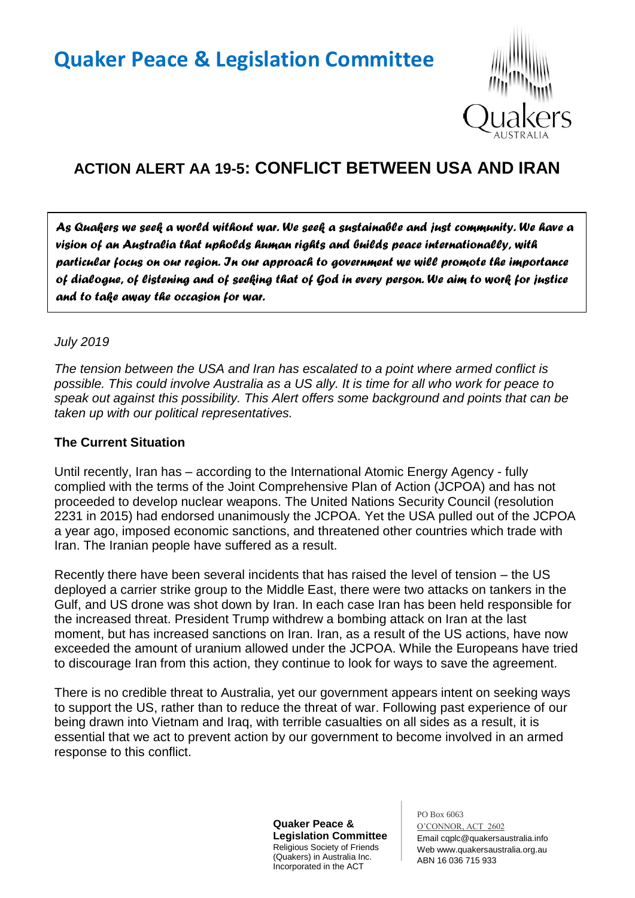# Quaker Peace & Legislation Committee

## ACTION ALERT AA 19-5: CONFLICT BETWEEN USA AND IRAN

> *As Quakers we seek a world without war. We seek a sustainable and just community. We have a vision of an Australia that upholds human rights and builds peace internationally, with particular focus on our region. In our approach to government we will promote the importance of dialogue, of listening and of seeking that of God in every person. We aim to work for justice and to take away the occasion for war.*

*July 2019*

*The tension between the USA and Iran has escalated to a point where armed conflict is possible. This could involve Australia as a US ally. It is time for all who work for peace to speak out against this possibility. This Alert offers some background and points that can be taken up with our political representatives.*

### The Current Situation

Until recently, Iran has – according to the International Atomic Energy Agency - fully complied with the terms of the Joint Comprehensive Plan of Action (JCPOA) and has not proceeded to develop nuclear weapons. The United Nations Security Council (resolution 2231 in 2015) had endorsed unanimously the JCPOA. Yet the USA pulled out of the JCPOA a year ago, imposed economic sanctions, and threatened other countries which trade with Iran. The Iranian people have suffered as a result.

Recently there have been several incidents that has raised the level of tension – the US deployed a carrier strike group to the Middle East, there were two attacks on tankers in the Gulf, and US drone was shot down by Iran. In each case Iran has been held responsible for the increased threat. President Trump withdrew a bombing attack on Iran at the last moment, but has increased sanctions on Iran. Iran, as a result of the US actions, have now exceeded the amount of uranium allowed under the JCPOA. While the Europeans have tried to discourage Iran from this action, they continue to look for ways to save the agreement.

There is no credible threat to Australia, yet our government appears intent on seeking ways to support the US, rather than to reduce the threat of war. Following past experience of our being drawn into Vietnam and Iraq, with terrible casualties on all sides as a result, it is essential that we act to prevent action by our government to become involved in an armed response to this conflict.

**Quaker Peace & Legislation Committee**
Religious Society of Friends (Quakers) in Australia Inc.
Incorporated in the ACT

PO Box 6063
O'CONNOR, ACT 2602
Email cqplc@quakersaustralia.info
Web www.quakersaustralia.org.au
ABN 16 036 715 933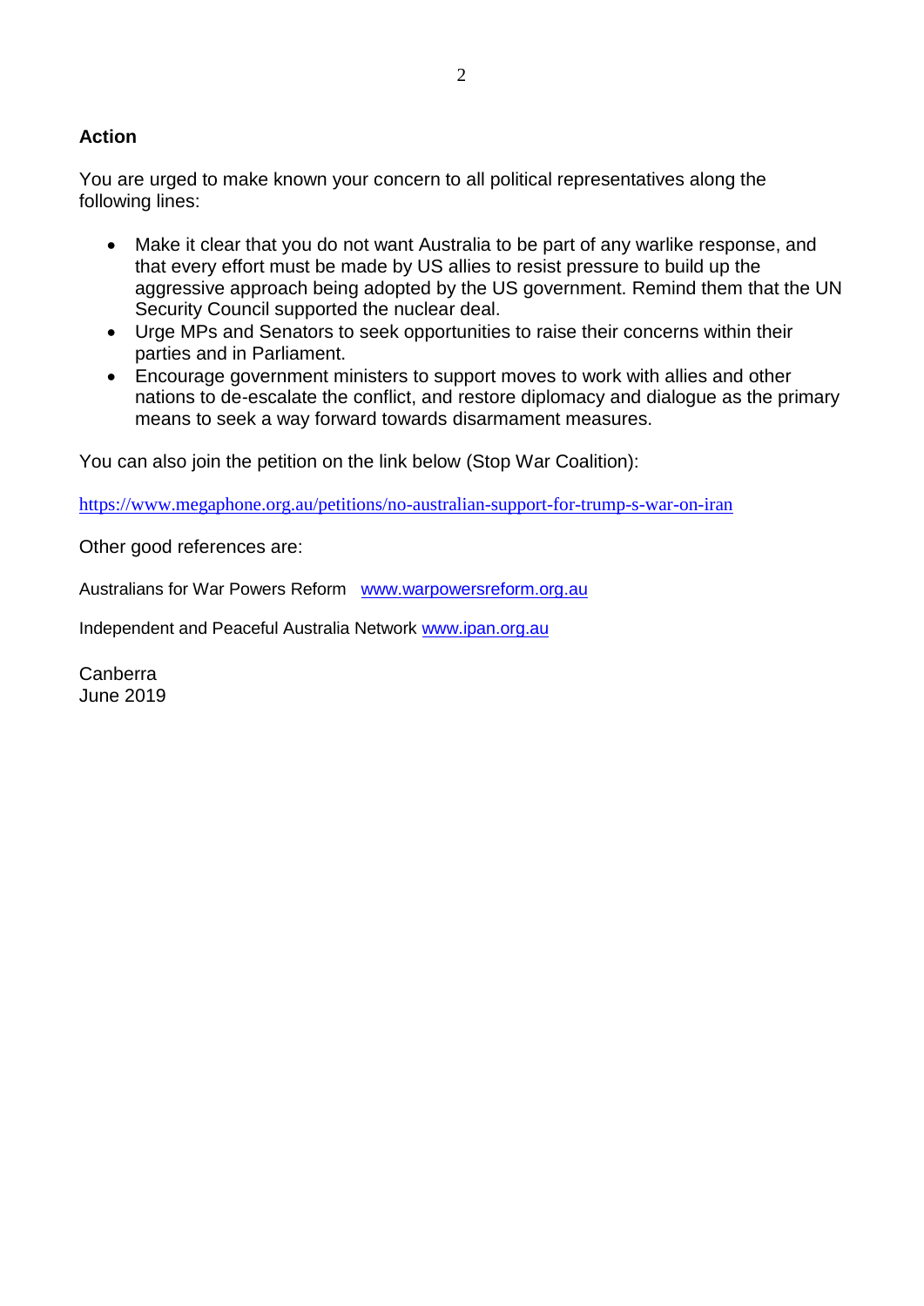## Action

You are urged to make known your concern to all political representatives along the following lines:

- Make it clear that you do not want Australia to be part of any warlike response, and that every effort must be made by US allies to resist pressure to build up the aggressive approach being adopted by the US government. Remind them that the UN Security Council supported the nuclear deal.
- Urge MPs and Senators to seek opportunities to raise their concerns within their parties and in Parliament.
- Encourage government ministers to support moves to work with allies and other nations to de-escalate the conflict, and restore diplomacy and dialogue as the primary means to seek a way forward towards disarmament measures.

You can also join the petition on the link below (Stop War Coalition):

https://www.megaphone.org.au/petitions/no-australian-support-for-trump-s-war-on-iran

Other good references are:

Australians for War Powers Reform   www.warpowersreform.org.au

Independent and Peaceful Australia Network www.ipan.org.au

Canberra
June 2019